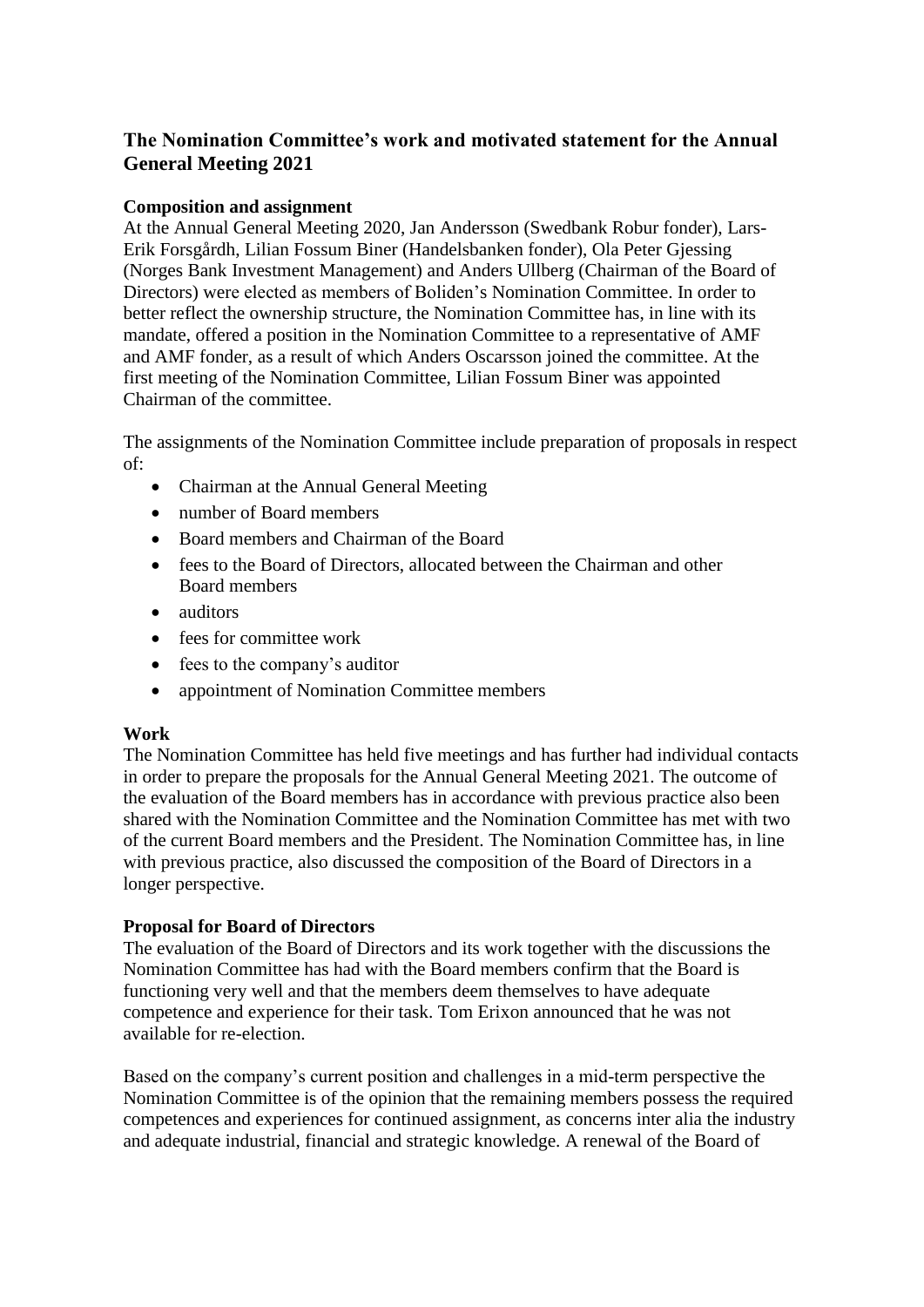# The Nomination Committee's work and motivated statement for the Annual General Meeting 2021

**Composition and assignment**

At the Annual General Meeting 2020, Jan Andersson (Swedbank Robur fonder), Lars-Erik Forsgårdh, Lilian Fossum Biner (Handelsbanken fonder), Ola Peter Gjessing (Norges Bank Investment Management) and Anders Ullberg (Chairman of the Board of Directors) were elected as members of Boliden's Nomination Committee. In order to better reflect the ownership structure, the Nomination Committee has, in line with its mandate, offered a position in the Nomination Committee to a representative of AMF and AMF fonder, as a result of which Anders Oscarsson joined the committee. At the first meeting of the Nomination Committee, Lilian Fossum Biner was appointed Chairman of the committee.

The assignments of the Nomination Committee include preparation of proposals in respect of:

- Chairman at the Annual General Meeting
- number of Board members
- Board members and Chairman of the Board
- fees to the Board of Directors, allocated between the Chairman and other Board members
- auditors
- fees for committee work
- fees to the company's auditor
- appointment of Nomination Committee members

**Work**

The Nomination Committee has held five meetings and has further had individual contacts in order to prepare the proposals for the Annual General Meeting 2021. The outcome of the evaluation of the Board members has in accordance with previous practice also been shared with the Nomination Committee and the Nomination Committee has met with two of the current Board members and the President. The Nomination Committee has, in line with previous practice, also discussed the composition of the Board of Directors in a longer perspective.

**Proposal for Board of Directors**

The evaluation of the Board of Directors and its work together with the discussions the Nomination Committee has had with the Board members confirm that the Board is functioning very well and that the members deem themselves to have adequate competence and experience for their task. Tom Erixon announced that he was not available for re-election.

Based on the company's current position and challenges in a mid-term perspective the Nomination Committee is of the opinion that the remaining members possess the required competences and experiences for continued assignment, as concerns inter alia the industry and adequate industrial, financial and strategic knowledge. A renewal of the Board of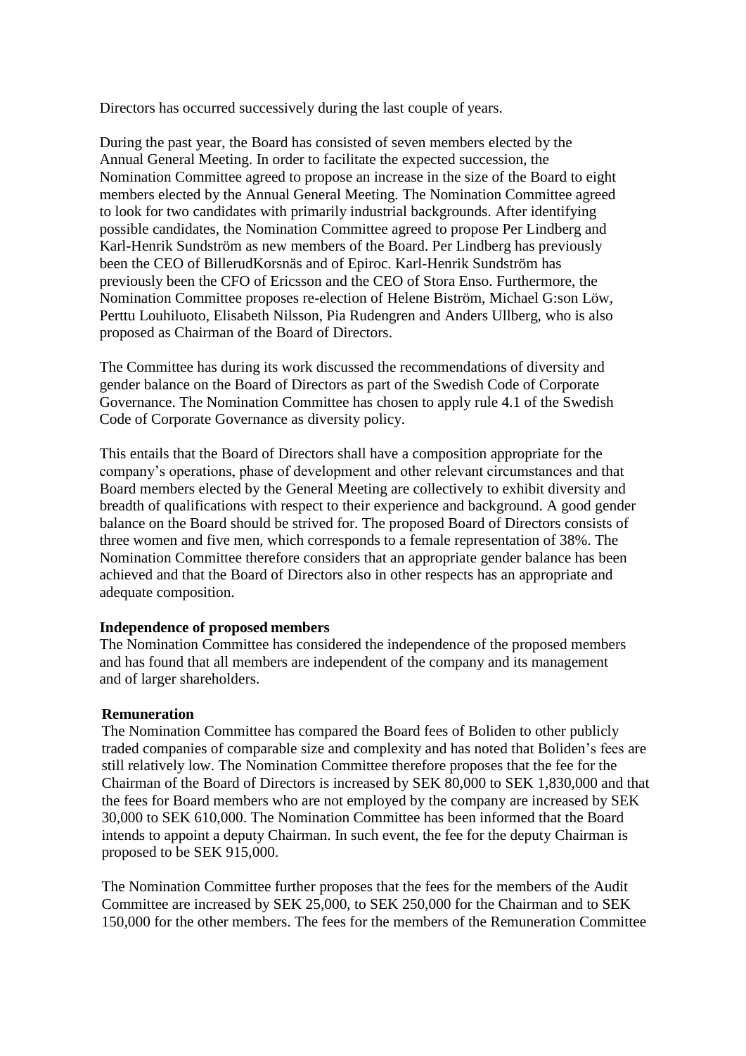Directors has occurred successively during the last couple of years.

During the past year, the Board has consisted of seven members elected by the Annual General Meeting. In order to facilitate the expected succession, the Nomination Committee agreed to propose an increase in the size of the Board to eight members elected by the Annual General Meeting. The Nomination Committee agreed to look for two candidates with primarily industrial backgrounds. After identifying possible candidates, the Nomination Committee agreed to propose Per Lindberg and Karl-Henrik Sundström as new members of the Board. Per Lindberg has previously been the CEO of BillerudKorsnäs and of Epiroc. Karl-Henrik Sundström has previously been the CFO of Ericsson and the CEO of Stora Enso. Furthermore, the Nomination Committee proposes re-election of Helene Biström, Michael G:son Löw, Perttu Louhiluoto, Elisabeth Nilsson, Pia Rudengren and Anders Ullberg, who is also proposed as Chairman of the Board of Directors.

The Committee has during its work discussed the recommendations of diversity and gender balance on the Board of Directors as part of the Swedish Code of Corporate Governance. The Nomination Committee has chosen to apply rule 4.1 of the Swedish Code of Corporate Governance as diversity policy.

This entails that the Board of Directors shall have a composition appropriate for the company's operations, phase of development and other relevant circumstances and that Board members elected by the General Meeting are collectively to exhibit diversity and breadth of qualifications with respect to their experience and background. A good gender balance on the Board should be strived for. The proposed Board of Directors consists of three women and five men, which corresponds to a female representation of 38%. The Nomination Committee therefore considers that an appropriate gender balance has been achieved and that the Board of Directors also in other respects has an appropriate and adequate composition.

**Independence of proposed members**
The Nomination Committee has considered the independence of the proposed members and has found that all members are independent of the company and its management and of larger shareholders.

**Remuneration**
The Nomination Committee has compared the Board fees of Boliden to other publicly traded companies of comparable size and complexity and has noted that Boliden's fees are still relatively low. The Nomination Committee therefore proposes that the fee for the Chairman of the Board of Directors is increased by SEK 80,000 to SEK 1,830,000 and that the fees for Board members who are not employed by the company are increased by SEK 30,000 to SEK 610,000. The Nomination Committee has been informed that the Board intends to appoint a deputy Chairman. In such event, the fee for the deputy Chairman is proposed to be SEK 915,000.

The Nomination Committee further proposes that the fees for the members of the Audit Committee are increased by SEK 25,000, to SEK 250,000 for the Chairman and to SEK 150,000 for the other members. The fees for the members of the Remuneration Committee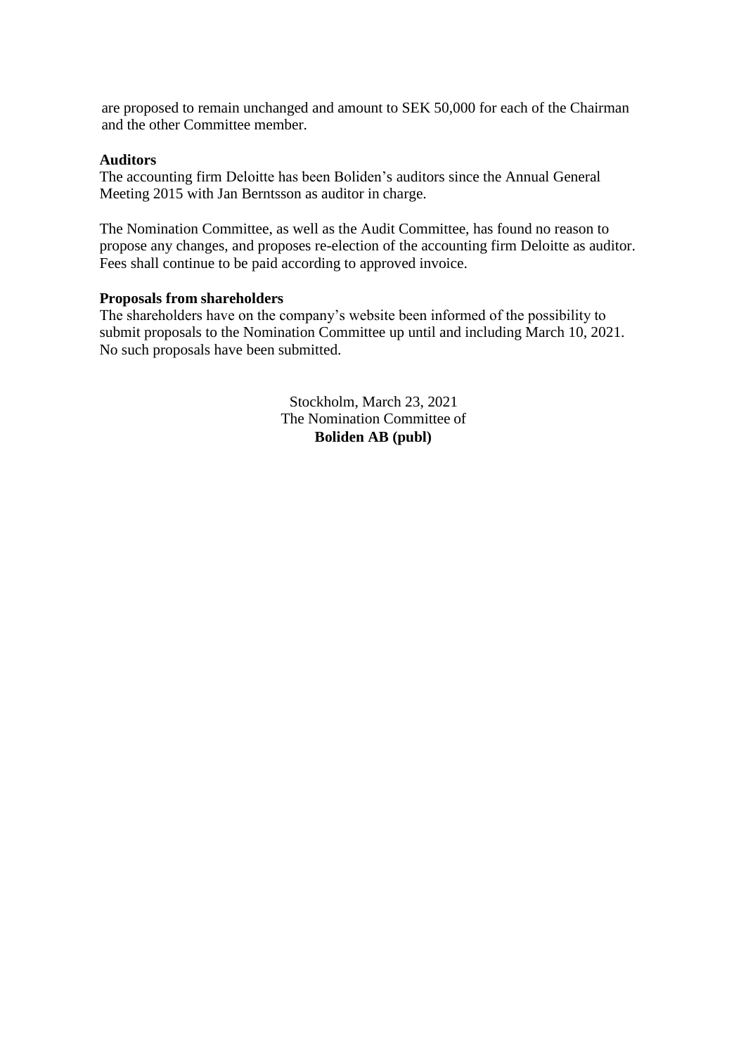are proposed to remain unchanged and amount to SEK 50,000 for each of the Chairman and the other Committee member.

**Auditors**

The accounting firm Deloitte has been Boliden's auditors since the Annual General Meeting 2015 with Jan Berntsson as auditor in charge.

The Nomination Committee, as well as the Audit Committee, has found no reason to propose any changes, and proposes re-election of the accounting firm Deloitte as auditor. Fees shall continue to be paid according to approved invoice.

**Proposals from shareholders**

The shareholders have on the company's website been informed of the possibility to submit proposals to the Nomination Committee up until and including March 10, 2021. No such proposals have been submitted.

Stockholm, March 23, 2021
The Nomination Committee of
**Boliden AB (publ)**